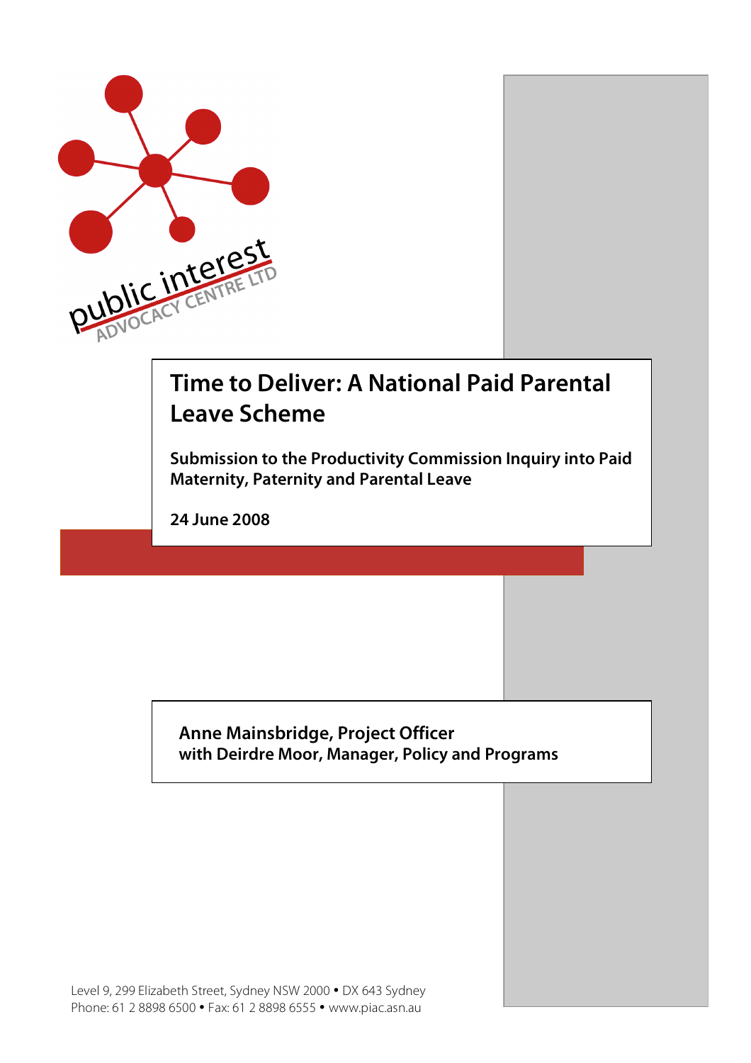public interest ADVOCACY CENTRE LTD

# Time to Deliver: A National Paid Parental Leave Scheme

**Submission to the Productivity Commission Inquiry into Paid Maternity, Paternity and Parental Leave**

**24 June 2008**

**Anne Mainsbridge, Project Officer**
**with Deirdre Moor, Manager, Policy and Programs**

Level 9, 299 Elizabeth Street, Sydney NSW 2000 • DX 643 Sydney
Phone: 61 2 8898 6500 • Fax: 61 2 8898 6555 • www.piac.asn.au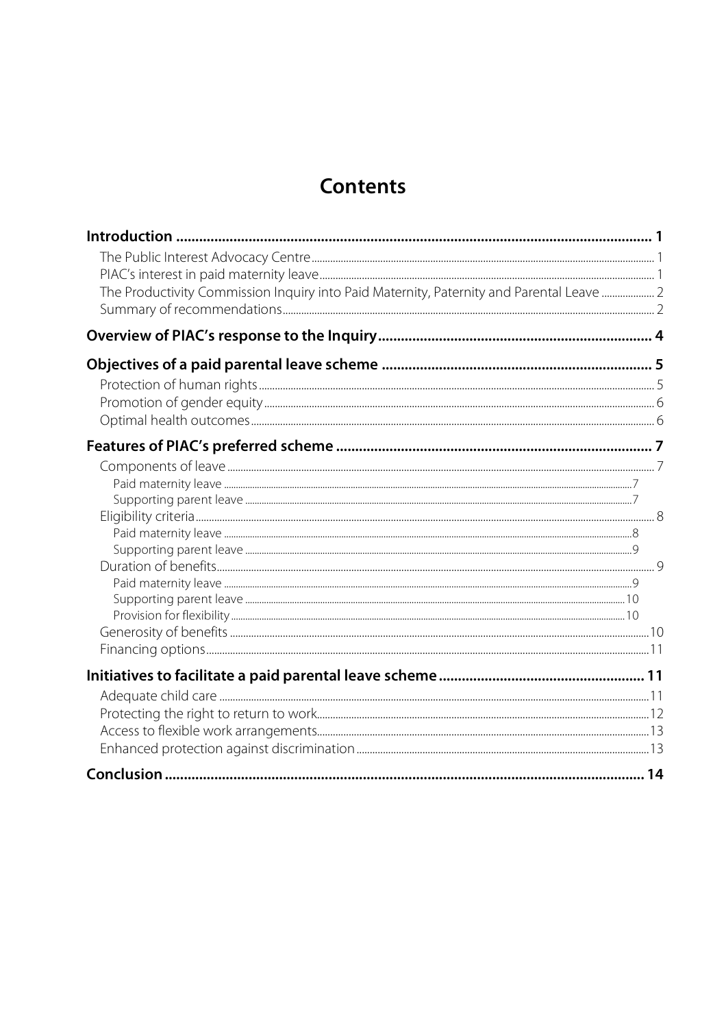# Contents

**Introduction** ........................................................................ 1

- The Public Interest Advocacy Centre ........................................ 1
- PIAC's interest in paid maternity leave ........................................ 1
- The Productivity Commission Inquiry into Paid Maternity, Paternity and Parental Leave ........ 2
- Summary of recommendations ........................................ 2

**Overview of PIAC's response to the Inquiry** ........................................ 4

**Objectives of a paid parental leave scheme** ........................................ 5

- Protection of human rights ........................................ 5
- Promotion of gender equity ........................................ 6
- Optimal health outcomes ........................................ 6

**Features of PIAC's preferred scheme** ........................................ 7

- Components of leave ........................................ 7
  - Paid maternity leave ........................................ 7
  - Supporting parent leave ........................................ 7
- Eligibility criteria ........................................ 8
  - Paid maternity leave ........................................ 8
  - Supporting parent leave ........................................ 9
- Duration of benefits ........................................ 9
  - Paid maternity leave ........................................ 9
  - Supporting parent leave ........................................ 10
  - Provision for flexibility ........................................ 10
- Generosity of benefits ........................................ 10
- Financing options ........................................ 11

**Initiatives to facilitate a paid parental leave scheme** ........................................ 11

- Adequate child care ........................................ 11
- Protecting the right to return to work ........................................ 12
- Access to flexible work arrangements ........................................ 13
- Enhanced protection against discrimination ........................................ 13

**Conclusion** ........................................................................ 14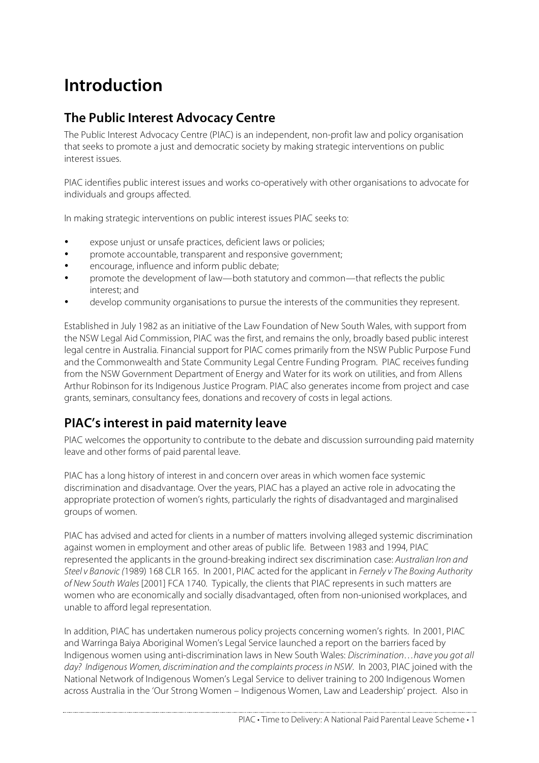# Introduction

## The Public Interest Advocacy Centre

The Public Interest Advocacy Centre (PIAC) is an independent, non-profit law and policy organisation that seeks to promote a just and democratic society by making strategic interventions on public interest issues.

PIAC identifies public interest issues and works co-operatively with other organisations to advocate for individuals and groups affected.

In making strategic interventions on public interest issues PIAC seeks to:

- expose unjust or unsafe practices, deficient laws or policies;
- promote accountable, transparent and responsive government;
- encourage, influence and inform public debate;
- promote the development of law—both statutory and common—that reflects the public interest; and
- develop community organisations to pursue the interests of the communities they represent.

Established in July 1982 as an initiative of the Law Foundation of New South Wales, with support from the NSW Legal Aid Commission, PIAC was the first, and remains the only, broadly based public interest legal centre in Australia. Financial support for PIAC comes primarily from the NSW Public Purpose Fund and the Commonwealth and State Community Legal Centre Funding Program. PIAC receives funding from the NSW Government Department of Energy and Water for its work on utilities, and from Allens Arthur Robinson for its Indigenous Justice Program. PIAC also generates income from project and case grants, seminars, consultancy fees, donations and recovery of costs in legal actions.

## PIAC's interest in paid maternity leave

PIAC welcomes the opportunity to contribute to the debate and discussion surrounding paid maternity leave and other forms of paid parental leave.

PIAC has a long history of interest in and concern over areas in which women face systemic discrimination and disadvantage. Over the years, PIAC has a played an active role in advocating the appropriate protection of women's rights, particularly the rights of disadvantaged and marginalised groups of women.

PIAC has advised and acted for clients in a number of matters involving alleged systemic discrimination against women in employment and other areas of public life. Between 1983 and 1994, PIAC represented the applicants in the ground-breaking indirect sex discrimination case: *Australian Iron and Steel v Banovic (*1989) 168 CLR 165. In 2001, PIAC acted for the applicant in *Fernely v The Boxing Authority of New South Wales* [2001] FCA 1740. Typically, the clients that PIAC represents in such matters are women who are economically and socially disadvantaged, often from non-unionised workplaces, and unable to afford legal representation.

In addition, PIAC has undertaken numerous policy projects concerning women's rights. In 2001, PIAC and Warringa Baiya Aboriginal Women's Legal Service launched a report on the barriers faced by Indigenous women using anti-discrimination laws in New South Wales: *Discrimination…have you got all day? Indigenous Women, discrimination and the complaints process in NSW*. In 2003, PIAC joined with the National Network of Indigenous Women's Legal Service to deliver training to 200 Indigenous Women across Australia in the 'Our Strong Women – Indigenous Women, Law and Leadership' project. Also in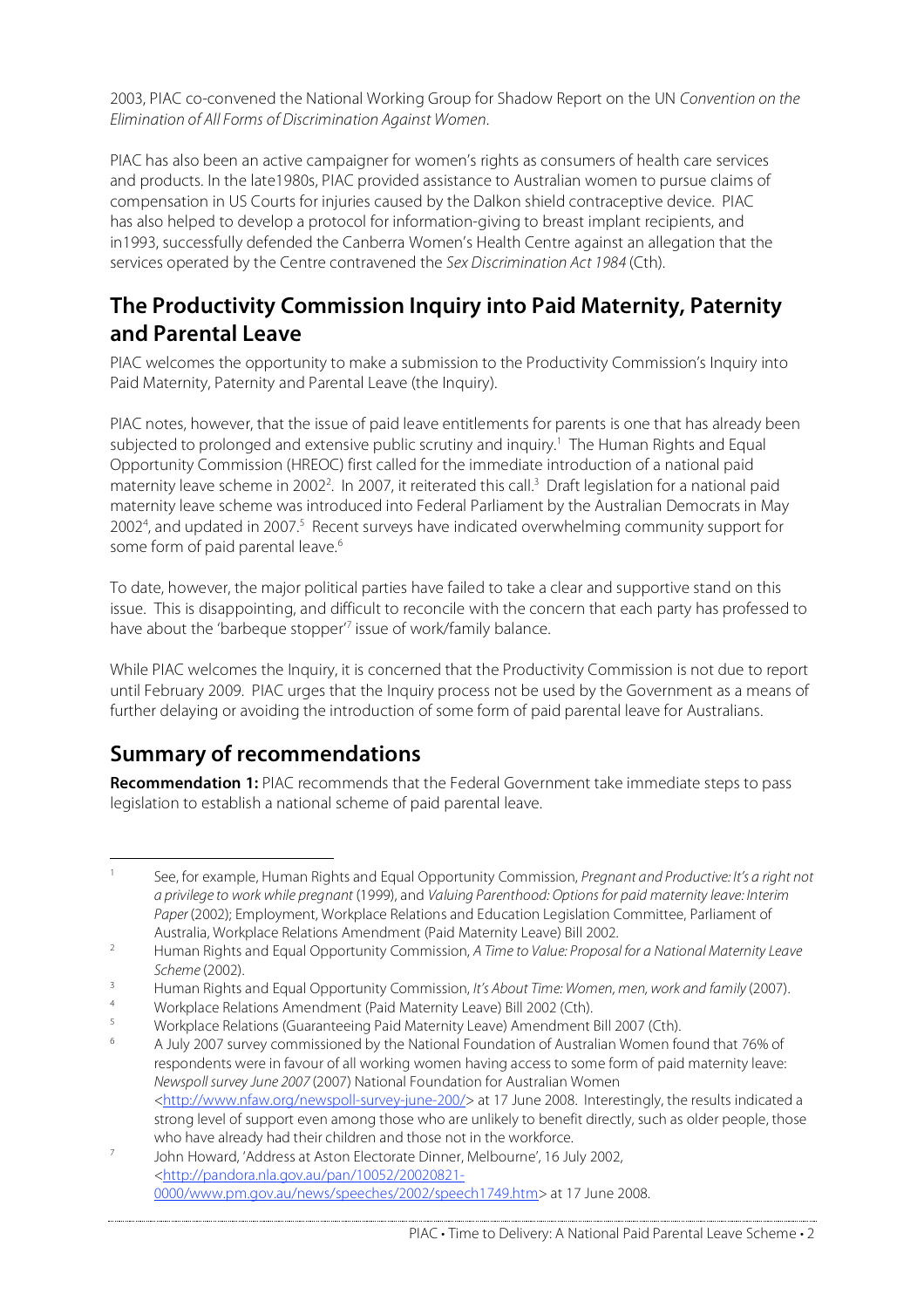2003, PIAC co-convened the National Working Group for Shadow Report on the UN *Convention on the Elimination of All Forms of Discrimination Against Women*.

PIAC has also been an active campaigner for women's rights as consumers of health care services and products. In the late1980s, PIAC provided assistance to Australian women to pursue claims of compensation in US Courts for injuries caused by the Dalkon shield contraceptive device. PIAC has also helped to develop a protocol for information-giving to breast implant recipients, and in1993, successfully defended the Canberra Women's Health Centre against an allegation that the services operated by the Centre contravened the *Sex Discrimination Act 1984* (Cth).

## The Productivity Commission Inquiry into Paid Maternity, Paternity and Parental Leave

PIAC welcomes the opportunity to make a submission to the Productivity Commission's Inquiry into Paid Maternity, Paternity and Parental Leave (the Inquiry).

PIAC notes, however, that the issue of paid leave entitlements for parents is one that has already been subjected to prolonged and extensive public scrutiny and inquiry.[1] The Human Rights and Equal Opportunity Commission (HREOC) first called for the immediate introduction of a national paid maternity leave scheme in 2002[2]. In 2007, it reiterated this call.[3] Draft legislation for a national paid maternity leave scheme was introduced into Federal Parliament by the Australian Democrats in May 2002[4], and updated in 2007.[5] Recent surveys have indicated overwhelming community support for some form of paid parental leave.[6]

To date, however, the major political parties have failed to take a clear and supportive stand on this issue. This is disappointing, and difficult to reconcile with the concern that each party has professed to have about the 'barbeque stopper'[7] issue of work/family balance.

While PIAC welcomes the Inquiry, it is concerned that the Productivity Commission is not due to report until February 2009. PIAC urges that the Inquiry process not be used by the Government as a means of further delaying or avoiding the introduction of some form of paid parental leave for Australians.

## Summary of recommendations

**Recommendation 1:** PIAC recommends that the Federal Government take immediate steps to pass legislation to establish a national scheme of paid parental leave.

---

1 See, for example, Human Rights and Equal Opportunity Commission, *Pregnant and Productive: It's a right not a privilege to work while pregnant* (1999), and *Valuing Parenthood: Options for paid maternity leave: Interim Paper* (2002); Employment, Workplace Relations and Education Legislation Committee, Parliament of Australia, Workplace Relations Amendment (Paid Maternity Leave) Bill 2002.

2 Human Rights and Equal Opportunity Commission, *A Time to Value: Proposal for a National Maternity Leave Scheme* (2002).

3 Human Rights and Equal Opportunity Commission, *It's About Time: Women, men, work and family* (2007).

4 Workplace Relations Amendment (Paid Maternity Leave) Bill 2002 (Cth).

5 Workplace Relations (Guaranteeing Paid Maternity Leave) Amendment Bill 2007 (Cth).

6 A July 2007 survey commissioned by the National Foundation of Australian Women found that 76% of respondents were in favour of all working women having access to some form of paid maternity leave: *Newspoll survey June 2007* (2007) National Foundation for Australian Women <http://www.nfaw.org/newspoll-survey-june-200/> at 17 June 2008. Interestingly, the results indicated a strong level of support even among those who are unlikely to benefit directly, such as older people, those who have already had their children and those not in the workforce.

7 John Howard, 'Address at Aston Electorate Dinner, Melbourne', 16 July 2002, <http://pandora.nla.gov.au/pan/10052/20020821-0000/www.pm.gov.au/news/speeches/2002/speech1749.htm> at 17 June 2008.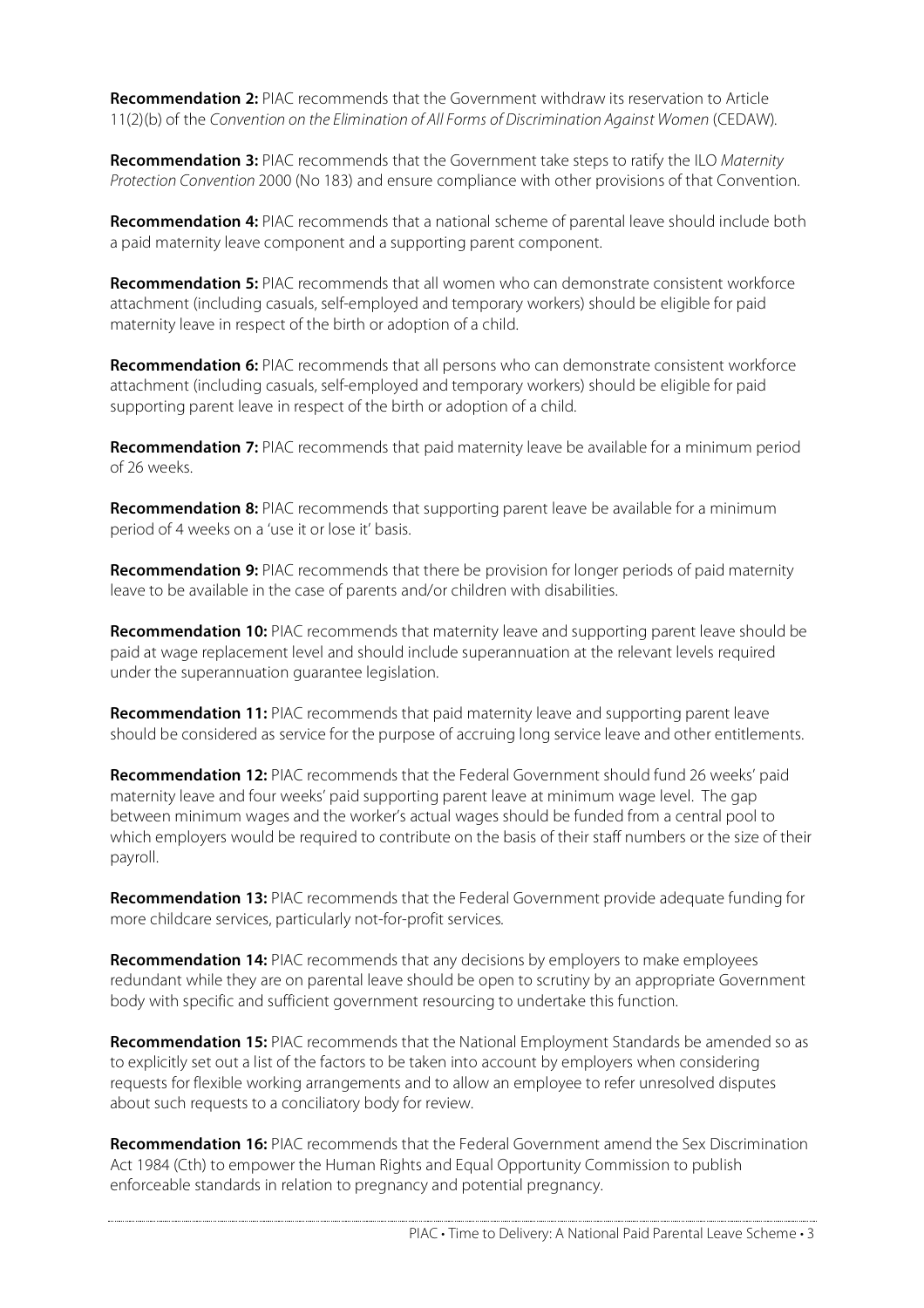**Recommendation 2:** PIAC recommends that the Government withdraw its reservation to Article 11(2)(b) of the *Convention on the Elimination of All Forms of Discrimination Against Women* (CEDAW).

**Recommendation 3:** PIAC recommends that the Government take steps to ratify the ILO *Maternity Protection Convention* 2000 (No 183) and ensure compliance with other provisions of that Convention.

**Recommendation 4:** PIAC recommends that a national scheme of parental leave should include both a paid maternity leave component and a supporting parent component.

**Recommendation 5:** PIAC recommends that all women who can demonstrate consistent workforce attachment (including casuals, self-employed and temporary workers) should be eligible for paid maternity leave in respect of the birth or adoption of a child.

**Recommendation 6:** PIAC recommends that all persons who can demonstrate consistent workforce attachment (including casuals, self-employed and temporary workers) should be eligible for paid supporting parent leave in respect of the birth or adoption of a child.

**Recommendation 7:** PIAC recommends that paid maternity leave be available for a minimum period of 26 weeks.

**Recommendation 8:** PIAC recommends that supporting parent leave be available for a minimum period of 4 weeks on a 'use it or lose it' basis.

**Recommendation 9:** PIAC recommends that there be provision for longer periods of paid maternity leave to be available in the case of parents and/or children with disabilities.

**Recommendation 10:** PIAC recommends that maternity leave and supporting parent leave should be paid at wage replacement level and should include superannuation at the relevant levels required under the superannuation guarantee legislation.

**Recommendation 11:** PIAC recommends that paid maternity leave and supporting parent leave should be considered as service for the purpose of accruing long service leave and other entitlements.

**Recommendation 12:** PIAC recommends that the Federal Government should fund 26 weeks' paid maternity leave and four weeks' paid supporting parent leave at minimum wage level. The gap between minimum wages and the worker's actual wages should be funded from a central pool to which employers would be required to contribute on the basis of their staff numbers or the size of their payroll.

**Recommendation 13:** PIAC recommends that the Federal Government provide adequate funding for more childcare services, particularly not-for-profit services.

**Recommendation 14:** PIAC recommends that any decisions by employers to make employees redundant while they are on parental leave should be open to scrutiny by an appropriate Government body with specific and sufficient government resourcing to undertake this function.

**Recommendation 15:** PIAC recommends that the National Employment Standards be amended so as to explicitly set out a list of the factors to be taken into account by employers when considering requests for flexible working arrangements and to allow an employee to refer unresolved disputes about such requests to a conciliatory body for review.

**Recommendation 16:** PIAC recommends that the Federal Government amend the Sex Discrimination Act 1984 (Cth) to empower the Human Rights and Equal Opportunity Commission to publish enforceable standards in relation to pregnancy and potential pregnancy.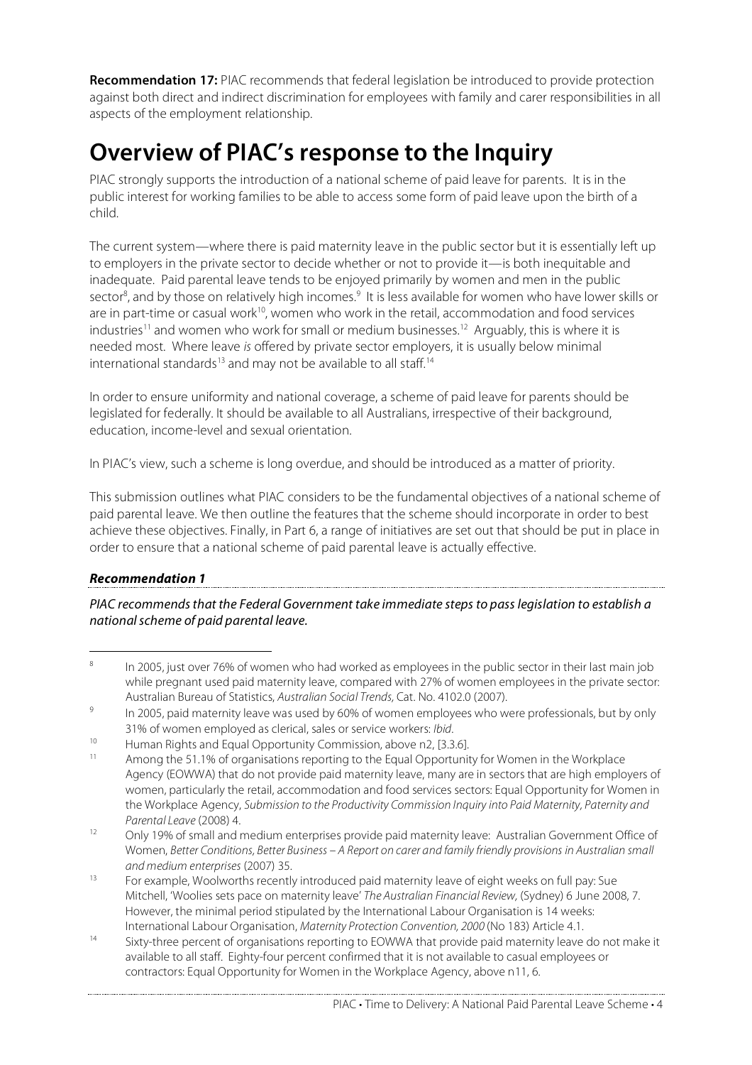**Recommendation 17:** PIAC recommends that federal legislation be introduced to provide protection against both direct and indirect discrimination for employees with family and carer responsibilities in all aspects of the employment relationship.

# Overview of PIAC's response to the Inquiry

PIAC strongly supports the introduction of a national scheme of paid leave for parents. It is in the public interest for working families to be able to access some form of paid leave upon the birth of a child.

The current system—where there is paid maternity leave in the public sector but it is essentially left up to employers in the private sector to decide whether or not to provide it—is both inequitable and inadequate. Paid parental leave tends to be enjoyed primarily by women and men in the public sector[8], and by those on relatively high incomes.[9] It is less available for women who have lower skills or are in part-time or casual work[10], women who work in the retail, accommodation and food services industries[11] and women who work for small or medium businesses.[12] Arguably, this is where it is needed most. Where leave *is* offered by private sector employers, it is usually below minimal international standards[13] and may not be available to all staff.[14]

In order to ensure uniformity and national coverage, a scheme of paid leave for parents should be legislated for federally. It should be available to all Australians, irrespective of their background, education, income-level and sexual orientation.

In PIAC's view, such a scheme is long overdue, and should be introduced as a matter of priority.

This submission outlines what PIAC considers to be the fundamental objectives of a national scheme of paid parental leave. We then outline the features that the scheme should incorporate in order to best achieve these objectives. Finally, in Part 6, a range of initiatives are set out that should be put in place in order to ensure that a national scheme of paid parental leave is actually effective.

***Recommendation 1***

*PIAC recommends that the Federal Government take immediate steps to pass legislation to establish a national scheme of paid parental leave.*

---

[8] In 2005, just over 76% of women who had worked as employees in the public sector in their last main job while pregnant used paid maternity leave, compared with 27% of women employees in the private sector: Australian Bureau of Statistics, *Australian Social Trends*, Cat. No. 4102.0 (2007).

[9] In 2005, paid maternity leave was used by 60% of women employees who were professionals, but by only 31% of women employed as clerical, sales or service workers: *Ibid*.

[10] Human Rights and Equal Opportunity Commission, above n2, [3.3.6].

[11] Among the 51.1% of organisations reporting to the Equal Opportunity for Women in the Workplace Agency (EOWWA) that do not provide paid maternity leave, many are in sectors that are high employers of women, particularly the retail, accommodation and food services sectors: Equal Opportunity for Women in the Workplace Agency, *Submission to the Productivity Commission Inquiry into Paid Maternity, Paternity and Parental Leave* (2008) 4.

[12] Only 19% of small and medium enterprises provide paid maternity leave: Australian Government Office of Women, *Better Conditions, Better Business – A Report on carer and family friendly provisions in Australian small and medium enterprises* (2007) 35.

[13] For example, Woolworths recently introduced paid maternity leave of eight weeks on full pay: Sue Mitchell, 'Woolies sets pace on maternity leave' *The Australian Financial Review*, (Sydney) 6 June 2008, 7. However, the minimal period stipulated by the International Labour Organisation is 14 weeks: International Labour Organisation, *Maternity Protection Convention, 2000* (No 183) Article 4.1.

[14] Sixty-three percent of organisations reporting to EOWWA that provide paid maternity leave do not make it available to all staff. Eighty-four percent confirmed that it is not available to casual employees or contractors: Equal Opportunity for Women in the Workplace Agency, above n11, 6.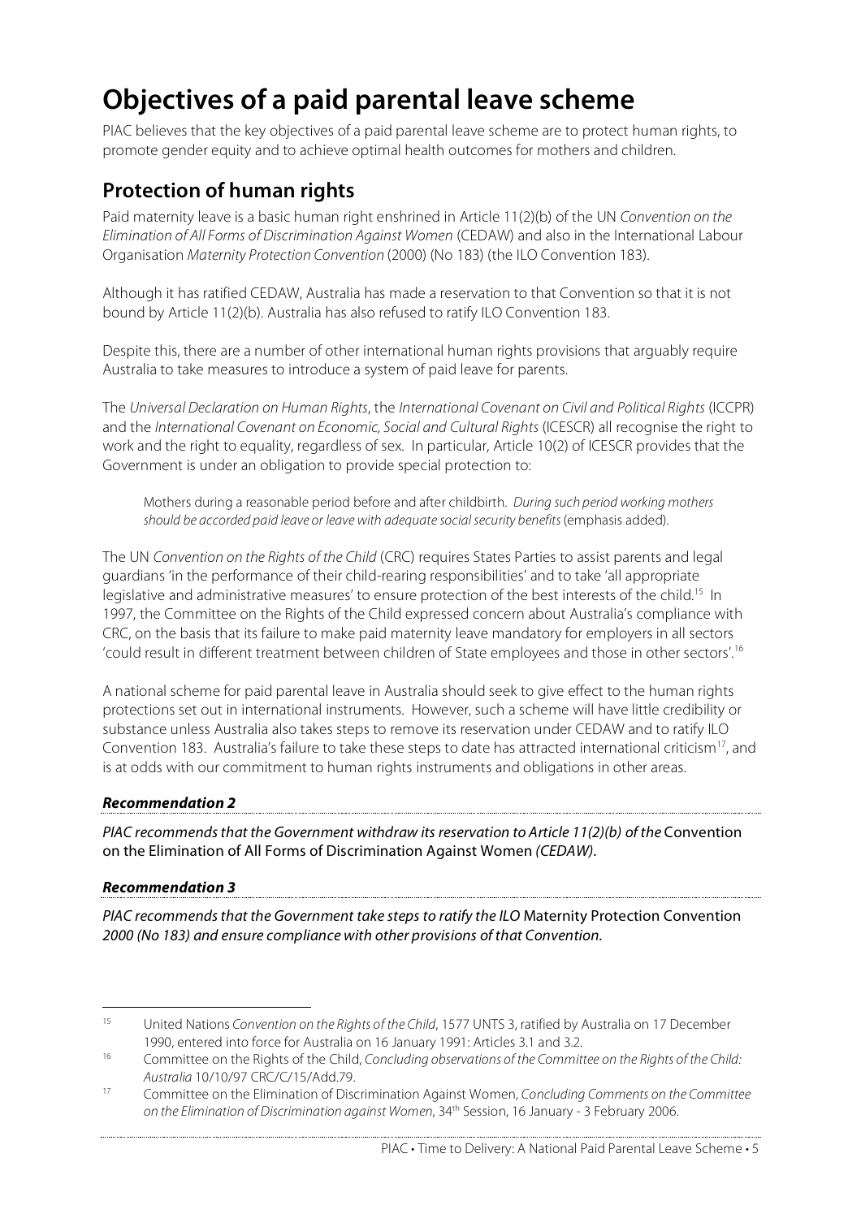# Objectives of a paid parental leave scheme

PIAC believes that the key objectives of a paid parental leave scheme are to protect human rights, to promote gender equity and to achieve optimal health outcomes for mothers and children.

## Protection of human rights

Paid maternity leave is a basic human right enshrined in Article 11(2)(b) of the UN *Convention on the Elimination of All Forms of Discrimination Against Women* (CEDAW) and also in the International Labour Organisation *Maternity Protection Convention* (2000) (No 183) (the ILO Convention 183).

Although it has ratified CEDAW, Australia has made a reservation to that Convention so that it is not bound by Article 11(2)(b). Australia has also refused to ratify ILO Convention 183.

Despite this, there are a number of other international human rights provisions that arguably require Australia to take measures to introduce a system of paid leave for parents.

The *Universal Declaration on Human Rights*, the *International Covenant on Civil and Political Rights* (ICCPR) and the *International Covenant on Economic, Social and Cultural Rights* (ICESCR) all recognise the right to work and the right to equality, regardless of sex. In particular, Article 10(2) of ICESCR provides that the Government is under an obligation to provide special protection to:

> Mothers during a reasonable period before and after childbirth. *During such period working mothers should be accorded paid leave or leave with adequate social security benefits* (emphasis added).

The UN *Convention on the Rights of the Child* (CRC) requires States Parties to assist parents and legal guardians 'in the performance of their child-rearing responsibilities' and to take 'all appropriate legislative and administrative measures' to ensure protection of the best interests of the child.[15] In 1997, the Committee on the Rights of the Child expressed concern about Australia's compliance with CRC, on the basis that its failure to make paid maternity leave mandatory for employers in all sectors 'could result in different treatment between children of State employees and those in other sectors'.[16]

A national scheme for paid parental leave in Australia should seek to give effect to the human rights protections set out in international instruments. However, such a scheme will have little credibility or substance unless Australia also takes steps to remove its reservation under CEDAW and to ratify ILO Convention 183. Australia's failure to take these steps to date has attracted international criticism[17], and is at odds with our commitment to human rights instruments and obligations in other areas.

***Recommendation 2***

*PIAC recommends that the Government withdraw its reservation to Article 11(2)(b) of the* Convention on the Elimination of All Forms of Discrimination Against Women *(CEDAW).*

***Recommendation 3***

*PIAC recommends that the Government take steps to ratify the ILO* Maternity Protection Convention *2000 (No 183) and ensure compliance with other provisions of that Convention.*

---

[15] United Nations *Convention on the Rights of the Child*, 1577 UNTS 3, ratified by Australia on 17 December 1990, entered into force for Australia on 16 January 1991: Articles 3.1 and 3.2.

[16] Committee on the Rights of the Child, *Concluding observations of the Committee on the Rights of the Child: Australia* 10/10/97 CRC/C/15/Add.79.

[17] Committee on the Elimination of Discrimination Against Women, *Concluding Comments on the Committee on the Elimination of Discrimination against Women*, 34th Session, 16 January - 3 February 2006.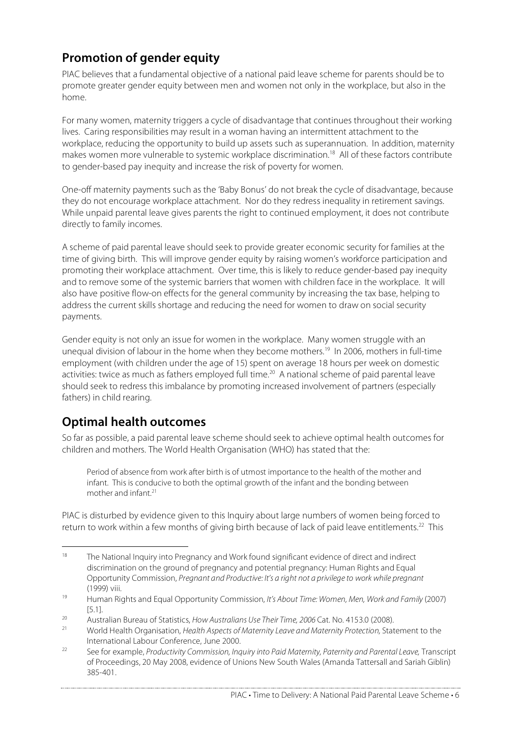## Promotion of gender equity

PIAC believes that a fundamental objective of a national paid leave scheme for parents should be to promote greater gender equity between men and women not only in the workplace, but also in the home.

For many women, maternity triggers a cycle of disadvantage that continues throughout their working lives. Caring responsibilities may result in a woman having an intermittent attachment to the workplace, reducing the opportunity to build up assets such as superannuation. In addition, maternity makes women more vulnerable to systemic workplace discrimination.[18] All of these factors contribute to gender-based pay inequity and increase the risk of poverty for women.

One-off maternity payments such as the 'Baby Bonus' do not break the cycle of disadvantage, because they do not encourage workplace attachment. Nor do they redress inequality in retirement savings. While unpaid parental leave gives parents the right to continued employment, it does not contribute directly to family incomes.

A scheme of paid parental leave should seek to provide greater economic security for families at the time of giving birth. This will improve gender equity by raising women's workforce participation and promoting their workplace attachment. Over time, this is likely to reduce gender-based pay inequity and to remove some of the systemic barriers that women with children face in the workplace. It will also have positive flow-on effects for the general community by increasing the tax base, helping to address the current skills shortage and reducing the need for women to draw on social security payments.

Gender equity is not only an issue for women in the workplace. Many women struggle with an unequal division of labour in the home when they become mothers.[19] In 2006, mothers in full-time employment (with children under the age of 15) spent on average 18 hours per week on domestic activities: twice as much as fathers employed full time.[20] A national scheme of paid parental leave should seek to redress this imbalance by promoting increased involvement of partners (especially fathers) in child rearing.

## Optimal health outcomes

So far as possible, a paid parental leave scheme should seek to achieve optimal health outcomes for children and mothers. The World Health Organisation (WHO) has stated that the:

> Period of absence from work after birth is of utmost importance to the health of the mother and infant. This is conducive to both the optimal growth of the infant and the bonding between mother and infant.[21]

PIAC is disturbed by evidence given to this Inquiry about large numbers of women being forced to return to work within a few months of giving birth because of lack of paid leave entitlements.[22] This

---

[18] The National Inquiry into Pregnancy and Work found significant evidence of direct and indirect discrimination on the ground of pregnancy and potential pregnancy: Human Rights and Equal Opportunity Commission, *Pregnant and Productive: It's a right not a privilege to work while pregnant* (1999) viii.

[19] Human Rights and Equal Opportunity Commission, *It's About Time: Women, Men, Work and Family* (2007) [5.1].

[20] Australian Bureau of Statistics, *How Australians Use Their Time, 2006* Cat. No. 4153.0 (2008).

[21] World Health Organisation, *Health Aspects of Maternity Leave and Maternity Protection*, Statement to the International Labour Conference, June 2000.

[22] See for example, *Productivity Commission, Inquiry into Paid Maternity, Paternity and Parental Leave,* Transcript of Proceedings, 20 May 2008, evidence of Unions New South Wales (Amanda Tattersall and Sariah Giblin) 385-401.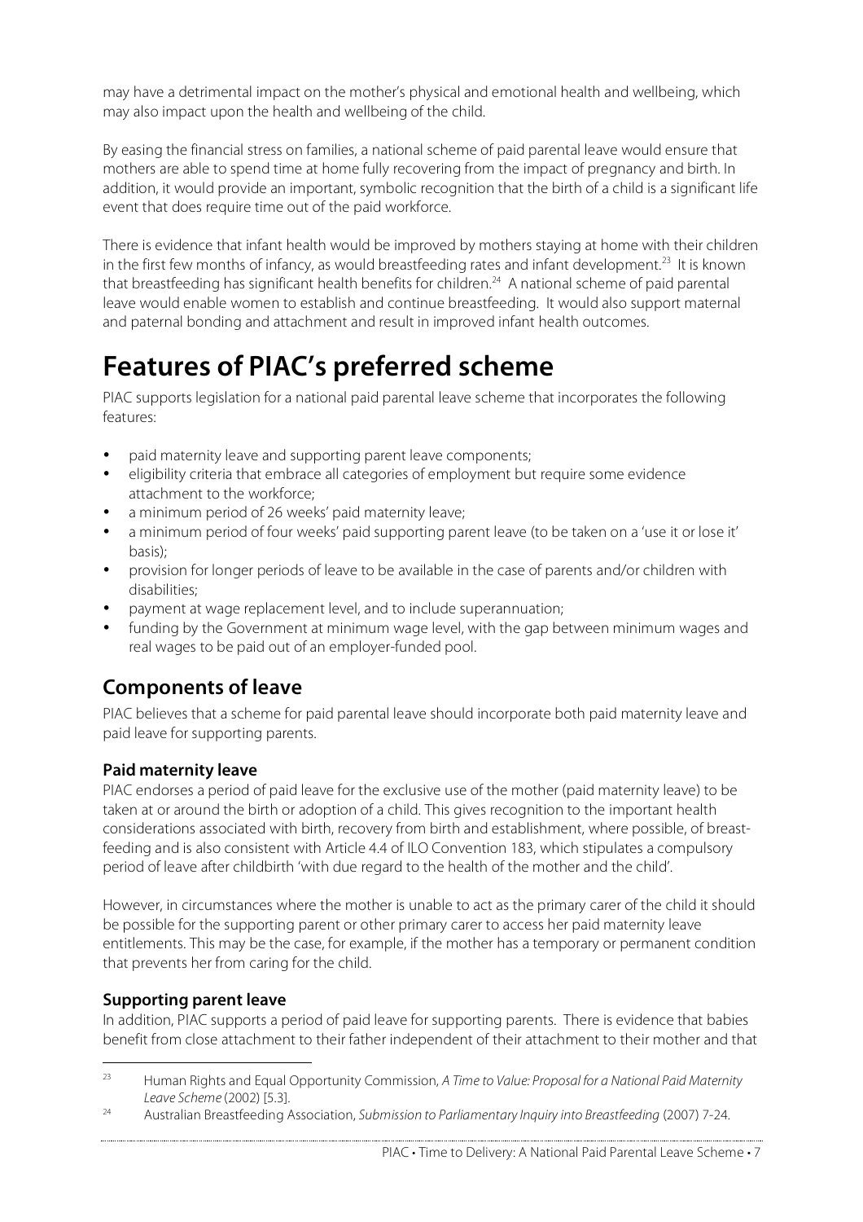may have a detrimental impact on the mother's physical and emotional health and wellbeing, which may also impact upon the health and wellbeing of the child.

By easing the financial stress on families, a national scheme of paid parental leave would ensure that mothers are able to spend time at home fully recovering from the impact of pregnancy and birth. In addition, it would provide an important, symbolic recognition that the birth of a child is a significant life event that does require time out of the paid workforce.

There is evidence that infant health would be improved by mothers staying at home with their children in the first few months of infancy, as would breastfeeding rates and infant development.[23] It is known that breastfeeding has significant health benefits for children.[24] A national scheme of paid parental leave would enable women to establish and continue breastfeeding. It would also support maternal and paternal bonding and attachment and result in improved infant health outcomes.

# Features of PIAC's preferred scheme

PIAC supports legislation for a national paid parental leave scheme that incorporates the following features:

- paid maternity leave and supporting parent leave components;
- eligibility criteria that embrace all categories of employment but require some evidence attachment to the workforce;
- a minimum period of 26 weeks' paid maternity leave;
- a minimum period of four weeks' paid supporting parent leave (to be taken on a 'use it or lose it' basis);
- provision for longer periods of leave to be available in the case of parents and/or children with disabilities;
- payment at wage replacement level, and to include superannuation;
- funding by the Government at minimum wage level, with the gap between minimum wages and real wages to be paid out of an employer-funded pool.

## Components of leave

PIAC believes that a scheme for paid parental leave should incorporate both paid maternity leave and paid leave for supporting parents.

### Paid maternity leave

PIAC endorses a period of paid leave for the exclusive use of the mother (paid maternity leave) to be taken at or around the birth or adoption of a child. This gives recognition to the important health considerations associated with birth, recovery from birth and establishment, where possible, of breast-feeding and is also consistent with Article 4.4 of ILO Convention 183, which stipulates a compulsory period of leave after childbirth 'with due regard to the health of the mother and the child'.

However, in circumstances where the mother is unable to act as the primary carer of the child it should be possible for the supporting parent or other primary carer to access her paid maternity leave entitlements. This may be the case, for example, if the mother has a temporary or permanent condition that prevents her from caring for the child.

### Supporting parent leave

In addition, PIAC supports a period of paid leave for supporting parents. There is evidence that babies benefit from close attachment to their father independent of their attachment to their mother and that

---

[23] Human Rights and Equal Opportunity Commission, *A Time to Value: Proposal for a National Paid Maternity Leave Scheme* (2002) [5.3].

[24] Australian Breastfeeding Association, *Submission to Parliamentary Inquiry into Breastfeeding* (2007) 7-24.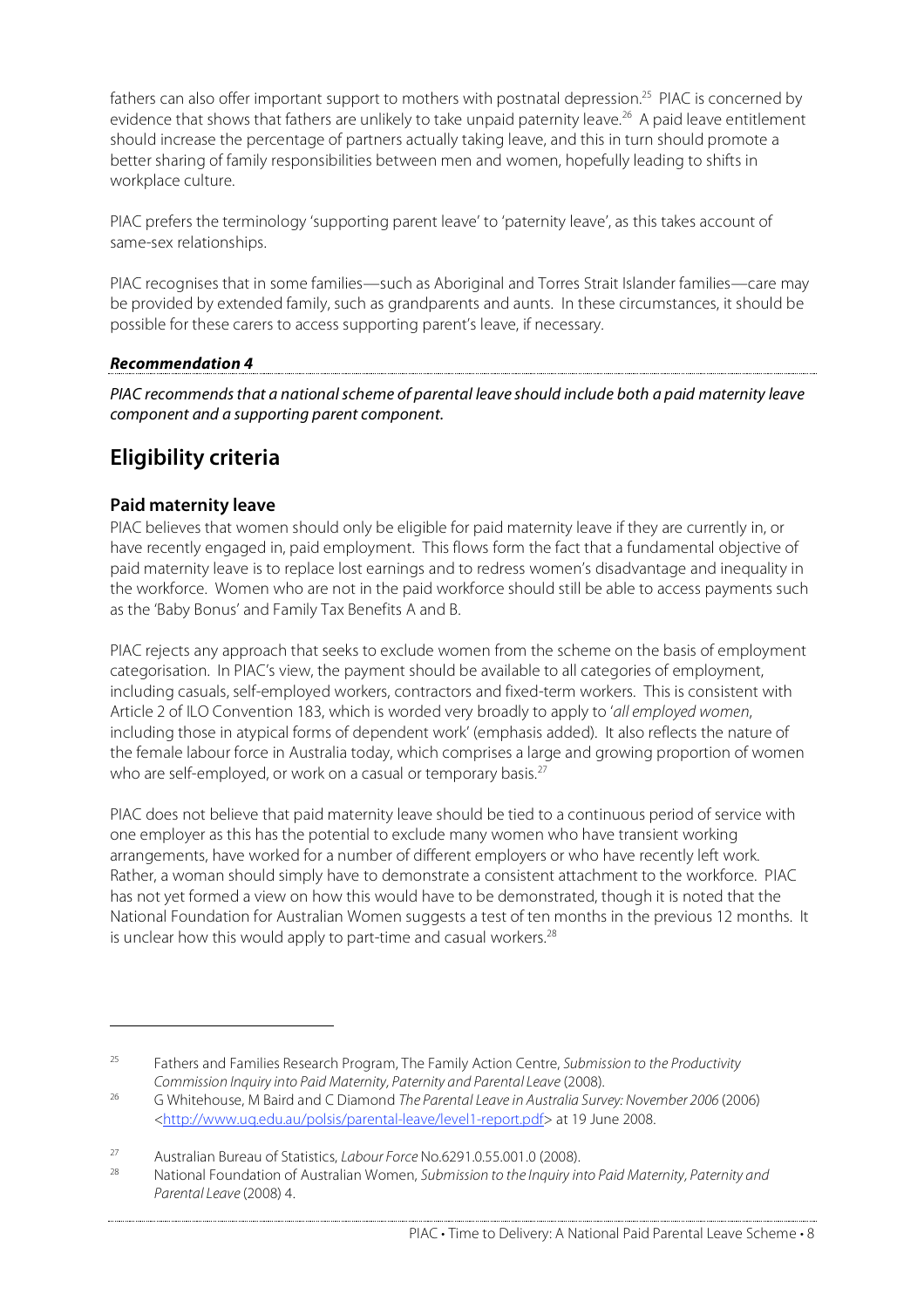fathers can also offer important support to mothers with postnatal depression.[25] PIAC is concerned by evidence that shows that fathers are unlikely to take unpaid paternity leave.[26] A paid leave entitlement should increase the percentage of partners actually taking leave, and this in turn should promote a better sharing of family responsibilities between men and women, hopefully leading to shifts in workplace culture.

PIAC prefers the terminology 'supporting parent leave' to 'paternity leave', as this takes account of same-sex relationships.

PIAC recognises that in some families—such as Aboriginal and Torres Strait Islander families—care may be provided by extended family, such as grandparents and aunts. In these circumstances, it should be possible for these carers to access supporting parent's leave, if necessary.

***Recommendation 4***

*PIAC recommends that a national scheme of parental leave should include both a paid maternity leave component and a supporting parent component.*

## Eligibility criteria

### Paid maternity leave

PIAC believes that women should only be eligible for paid maternity leave if they are currently in, or have recently engaged in, paid employment. This flows form the fact that a fundamental objective of paid maternity leave is to replace lost earnings and to redress women's disadvantage and inequality in the workforce. Women who are not in the paid workforce should still be able to access payments such as the 'Baby Bonus' and Family Tax Benefits A and B.

PIAC rejects any approach that seeks to exclude women from the scheme on the basis of employment categorisation. In PIAC's view, the payment should be available to all categories of employment, including casuals, self-employed workers, contractors and fixed-term workers. This is consistent with Article 2 of ILO Convention 183, which is worded very broadly to apply to '*all employed women*, including those in atypical forms of dependent work' (emphasis added). It also reflects the nature of the female labour force in Australia today, which comprises a large and growing proportion of women who are self-employed, or work on a casual or temporary basis.[27]

PIAC does not believe that paid maternity leave should be tied to a continuous period of service with one employer as this has the potential to exclude many women who have transient working arrangements, have worked for a number of different employers or who have recently left work. Rather, a woman should simply have to demonstrate a consistent attachment to the workforce. PIAC has not yet formed a view on how this would have to be demonstrated, though it is noted that the National Foundation for Australian Women suggests a test of ten months in the previous 12 months. It is unclear how this would apply to part-time and casual workers.[28]

---

[25] Fathers and Families Research Program, The Family Action Centre, *Submission to the Productivity Commission Inquiry into Paid Maternity, Paternity and Parental Leave* (2008).

[26] G Whitehouse, M Baird and C Diamond *The Parental Leave in Australia Survey: November 2006* (2006) <http://www.uq.edu.au/polsis/parental-leave/level1-report.pdf> at 19 June 2008.

[27] Australian Bureau of Statistics, *Labour Force* No.6291.0.55.001.0 (2008).

[28] National Foundation of Australian Women, *Submission to the Inquiry into Paid Maternity, Paternity and Parental Leave* (2008) 4.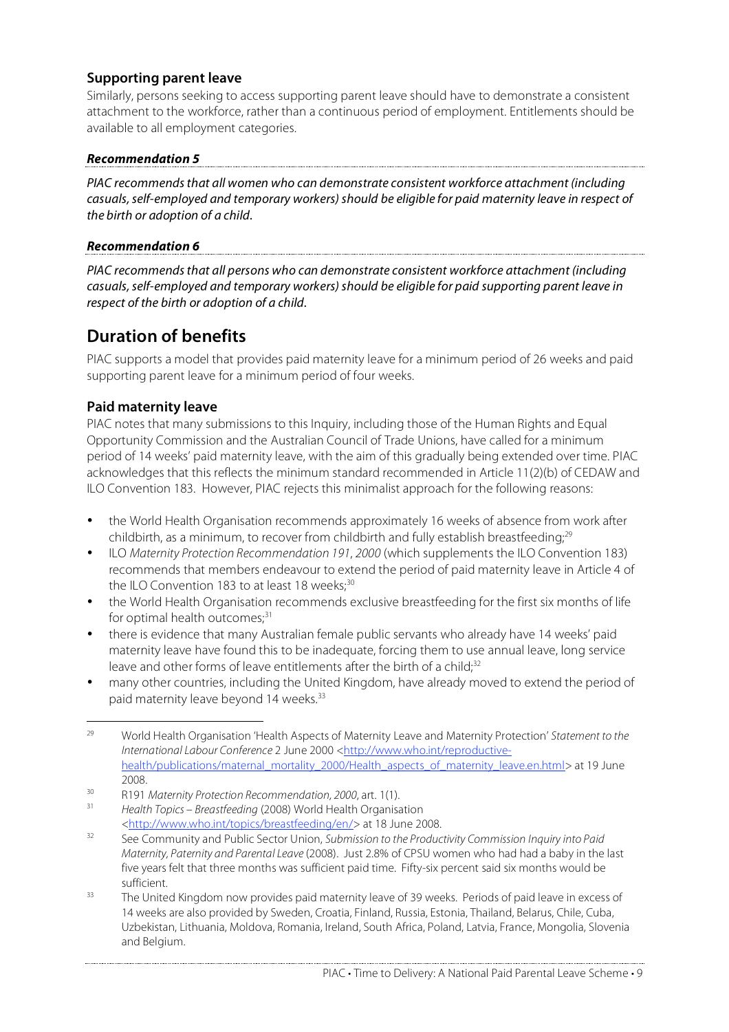### Supporting parent leave

Similarly, persons seeking to access supporting parent leave should have to demonstrate a consistent attachment to the workforce, rather than a continuous period of employment. Entitlements should be available to all employment categories.

#### *Recommendation 5*

*PIAC recommends that all women who can demonstrate consistent workforce attachment (including casuals, self-employed and temporary workers) should be eligible for paid maternity leave in respect of the birth or adoption of a child.*

#### *Recommendation 6*

*PIAC recommends that all persons who can demonstrate consistent workforce attachment (including casuals, self-employed and temporary workers) should be eligible for paid supporting parent leave in respect of the birth or adoption of a child.*

## Duration of benefits

PIAC supports a model that provides paid maternity leave for a minimum period of 26 weeks and paid supporting parent leave for a minimum period of four weeks.

### Paid maternity leave

PIAC notes that many submissions to this Inquiry, including those of the Human Rights and Equal Opportunity Commission and the Australian Council of Trade Unions, have called for a minimum period of 14 weeks' paid maternity leave, with the aim of this gradually being extended over time. PIAC acknowledges that this reflects the minimum standard recommended in Article 11(2)(b) of CEDAW and ILO Convention 183. However, PIAC rejects this minimalist approach for the following reasons:

- the World Health Organisation recommends approximately 16 weeks of absence from work after childbirth, as a minimum, to recover from childbirth and fully establish breastfeeding;[29]
- ILO *Maternity Protection Recommendation 191*, *2000* (which supplements the ILO Convention 183) recommends that members endeavour to extend the period of paid maternity leave in Article 4 of the ILO Convention 183 to at least 18 weeks;[30]
- the World Health Organisation recommends exclusive breastfeeding for the first six months of life for optimal health outcomes;[31]
- there is evidence that many Australian female public servants who already have 14 weeks' paid maternity leave have found this to be inadequate, forcing them to use annual leave, long service leave and other forms of leave entitlements after the birth of a child;[32]
- many other countries, including the United Kingdom, have already moved to extend the period of paid maternity leave beyond 14 weeks.[33]

---

[29] World Health Organisation 'Health Aspects of Maternity Leave and Maternity Protection' *Statement to the International Labour Conference* 2 June 2000 <http://www.who.int/reproductive-health/publications/maternal_mortality_2000/Health_aspects_of_maternity_leave.en.html> at 19 June 2008.

[30] R191 *Maternity Protection Recommendation, 2000*, art. 1(1).

[31] *Health Topics – Breastfeeding* (2008) World Health Organisation <http://www.who.int/topics/breastfeeding/en/> at 18 June 2008.

[32] See Community and Public Sector Union, *Submission to the Productivity Commission Inquiry into Paid Maternity, Paternity and Parental Leave* (2008). Just 2.8% of CPSU women who had had a baby in the last five years felt that three months was sufficient paid time. Fifty-six percent said six months would be sufficient.

[33] The United Kingdom now provides paid maternity leave of 39 weeks. Periods of paid leave in excess of 14 weeks are also provided by Sweden, Croatia, Finland, Russia, Estonia, Thailand, Belarus, Chile, Cuba, Uzbekistan, Lithuania, Moldova, Romania, Ireland, South Africa, Poland, Latvia, France, Mongolia, Slovenia and Belgium.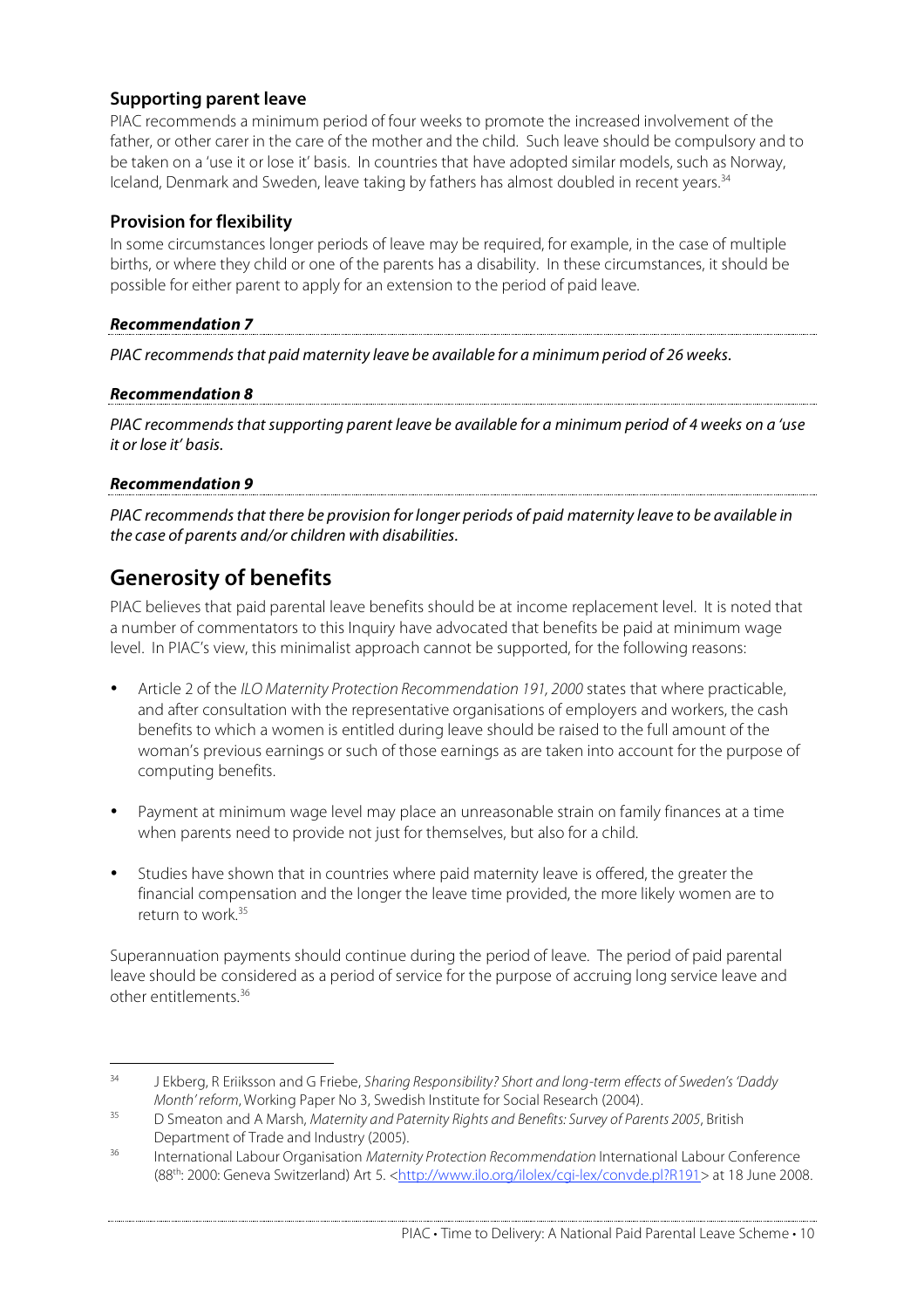### Supporting parent leave

PIAC recommends a minimum period of four weeks to promote the increased involvement of the father, or other carer in the care of the mother and the child. Such leave should be compulsory and to be taken on a 'use it or lose it' basis. In countries that have adopted similar models, such as Norway, Iceland, Denmark and Sweden, leave taking by fathers has almost doubled in recent years.[34]

### Provision for flexibility

In some circumstances longer periods of leave may be required, for example, in the case of multiple births, or where they child or one of the parents has a disability. In these circumstances, it should be possible for either parent to apply for an extension to the period of paid leave.

***Recommendation 7***

*PIAC recommends that paid maternity leave be available for a minimum period of 26 weeks.*

***Recommendation 8***

*PIAC recommends that supporting parent leave be available for a minimum period of 4 weeks on a 'use it or lose it' basis.*

***Recommendation 9***

*PIAC recommends that there be provision for longer periods of paid maternity leave to be available in the case of parents and/or children with disabilities.*

## Generosity of benefits

PIAC believes that paid parental leave benefits should be at income replacement level. It is noted that a number of commentators to this Inquiry have advocated that benefits be paid at minimum wage level. In PIAC's view, this minimalist approach cannot be supported, for the following reasons:

- Article 2 of the *ILO Maternity Protection Recommendation 191, 2000* states that where practicable, and after consultation with the representative organisations of employers and workers, the cash benefits to which a women is entitled during leave should be raised to the full amount of the woman's previous earnings or such of those earnings as are taken into account for the purpose of computing benefits.
- Payment at minimum wage level may place an unreasonable strain on family finances at a time when parents need to provide not just for themselves, but also for a child.
- Studies have shown that in countries where paid maternity leave is offered, the greater the financial compensation and the longer the leave time provided, the more likely women are to return to work.[35]

Superannuation payments should continue during the period of leave. The period of paid parental leave should be considered as a period of service for the purpose of accruing long service leave and other entitlements.[36]

---

[34] J Ekberg, R Eriiksson and G Friebe, *Sharing Responsibility? Short and long-term effects of Sweden's 'Daddy Month' reform*, Working Paper No 3, Swedish Institute for Social Research (2004).

[35] D Smeaton and A Marsh, *Maternity and Paternity Rights and Benefits: Survey of Parents 2005*, British Department of Trade and Industry (2005).

[36] International Labour Organisation *Maternity Protection Recommendation* International Labour Conference (88th: 2000: Geneva Switzerland) Art 5. <http://www.ilo.org/ilolex/cgi-lex/convde.pl?R191> at 18 June 2008.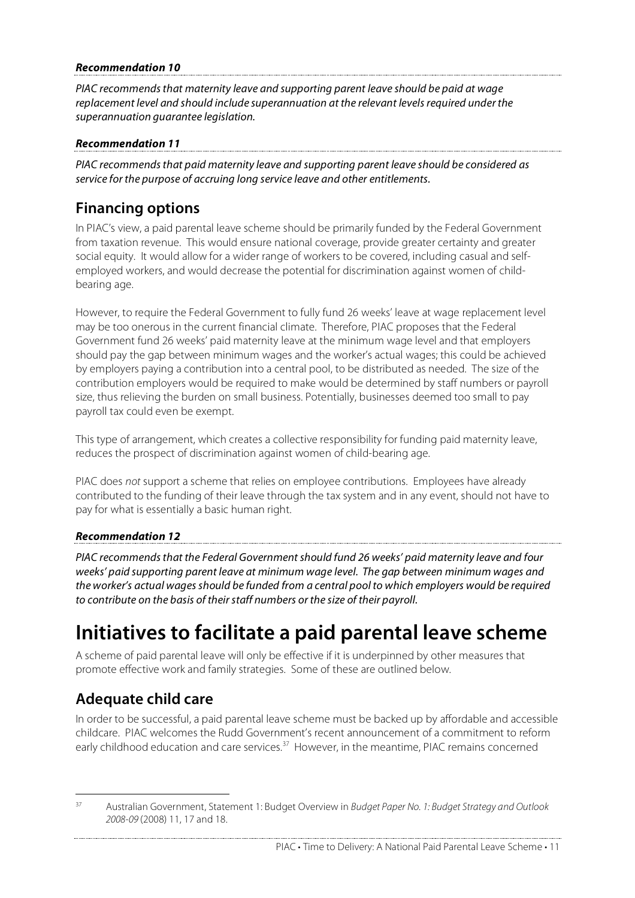***Recommendation 10***

*PIAC recommends that maternity leave and supporting parent leave should be paid at wage replacement level and should include superannuation at the relevant levels required under the superannuation guarantee legislation.*

***Recommendation 11***

*PIAC recommends that paid maternity leave and supporting parent leave should be considered as service for the purpose of accruing long service leave and other entitlements.*

## Financing options

In PIAC's view, a paid parental leave scheme should be primarily funded by the Federal Government from taxation revenue. This would ensure national coverage, provide greater certainty and greater social equity. It would allow for a wider range of workers to be covered, including casual and self-employed workers, and would decrease the potential for discrimination against women of child-bearing age.

However, to require the Federal Government to fully fund 26 weeks' leave at wage replacement level may be too onerous in the current financial climate. Therefore, PIAC proposes that the Federal Government fund 26 weeks' paid maternity leave at the minimum wage level and that employers should pay the gap between minimum wages and the worker's actual wages; this could be achieved by employers paying a contribution into a central pool, to be distributed as needed. The size of the contribution employers would be required to make would be determined by staff numbers or payroll size, thus relieving the burden on small business. Potentially, businesses deemed too small to pay payroll tax could even be exempt.

This type of arrangement, which creates a collective responsibility for funding paid maternity leave, reduces the prospect of discrimination against women of child-bearing age.

PIAC does *not* support a scheme that relies on employee contributions. Employees have already contributed to the funding of their leave through the tax system and in any event, should not have to pay for what is essentially a basic human right.

***Recommendation 12***

***PIAC recommends that the Federal Government should fund 26 weeks' paid maternity leave and four weeks' paid supporting parent leave at minimum wage level. The gap between minimum wages and the worker's actual wages should be funded from a central pool to which employers would be required to contribute on the basis of their staff numbers or the size of their payroll.***

# Initiatives to facilitate a paid parental leave scheme

A scheme of paid parental leave will only be effective if it is underpinned by other measures that promote effective work and family strategies. Some of these are outlined below.

## Adequate child care

In order to be successful, a paid parental leave scheme must be backed up by affordable and accessible childcare. PIAC welcomes the Rudd Government's recent announcement of a commitment to reform early childhood education and care services.[37] However, in the meantime, PIAC remains concerned

[37] Australian Government, Statement 1: Budget Overview in *Budget Paper No. 1: Budget Strategy and Outlook 2008-09* (2008) 11, 17 and 18.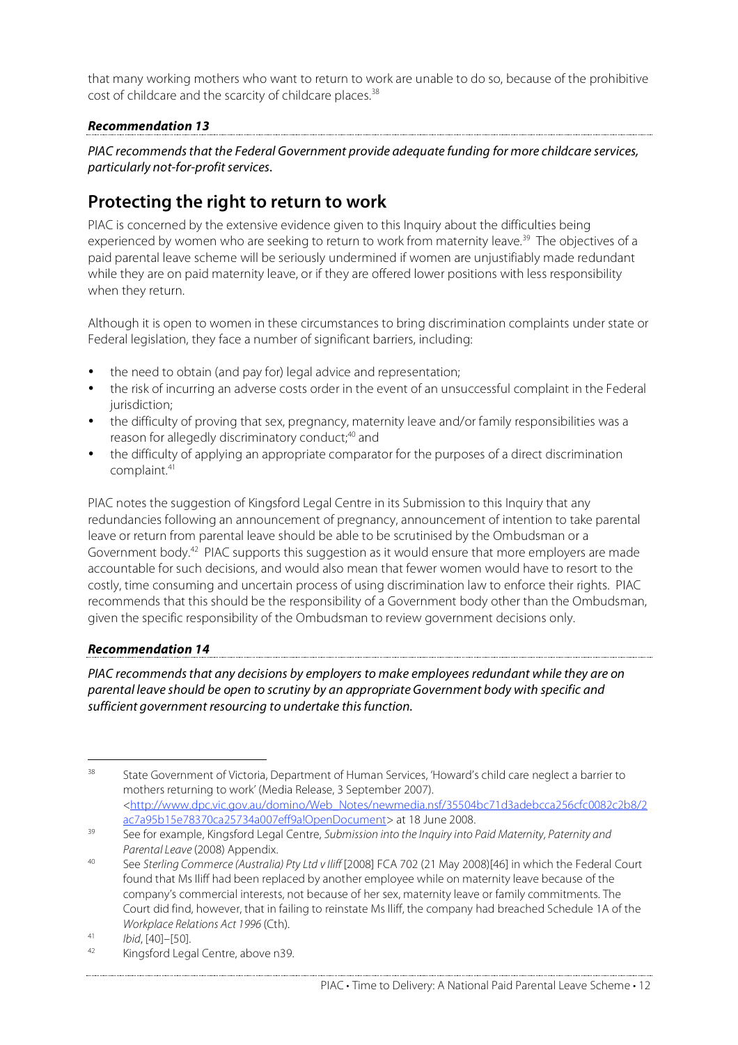that many working mothers who want to return to work are unable to do so, because of the prohibitive cost of childcare and the scarcity of childcare places.[38]

***Recommendation 13***

*PIAC recommends that the Federal Government provide adequate funding for more childcare services, particularly not-for-profit services.*

## Protecting the right to return to work

PIAC is concerned by the extensive evidence given to this Inquiry about the difficulties being experienced by women who are seeking to return to work from maternity leave.[39] The objectives of a paid parental leave scheme will be seriously undermined if women are unjustifiably made redundant while they are on paid maternity leave, or if they are offered lower positions with less responsibility when they return.

Although it is open to women in these circumstances to bring discrimination complaints under state or Federal legislation, they face a number of significant barriers, including:

- the need to obtain (and pay for) legal advice and representation;
- the risk of incurring an adverse costs order in the event of an unsuccessful complaint in the Federal jurisdiction;
- the difficulty of proving that sex, pregnancy, maternity leave and/or family responsibilities was a reason for allegedly discriminatory conduct;[40] and
- the difficulty of applying an appropriate comparator for the purposes of a direct discrimination complaint.[41]

PIAC notes the suggestion of Kingsford Legal Centre in its Submission to this Inquiry that any redundancies following an announcement of pregnancy, announcement of intention to take parental leave or return from parental leave should be able to be scrutinised by the Ombudsman or a Government body.[42] PIAC supports this suggestion as it would ensure that more employers are made accountable for such decisions, and would also mean that fewer women would have to resort to the costly, time consuming and uncertain process of using discrimination law to enforce their rights. PIAC recommends that this should be the responsibility of a Government body other than the Ombudsman, given the specific responsibility of the Ombudsman to review government decisions only.

***Recommendation 14***

*PIAC recommends that any decisions by employers to make employees redundant while they are on parental leave should be open to scrutiny by an appropriate Government body with specific and sufficient government resourcing to undertake this function.*

---

[38] State Government of Victoria, Department of Human Services, 'Howard's child care neglect a barrier to mothers returning to work' (Media Release, 3 September 2007). <http://www.dpc.vic.gov.au/domino/Web_Notes/newmedia.nsf/35504bc71d3adebcca256cfc0082c2b8/2ac7a95b15e78370ca25734a007eff9a!OpenDocument> at 18 June 2008.

[39] See for example, Kingsford Legal Centre, *Submission into the Inquiry into Paid Maternity, Paternity and Parental Leave* (2008) Appendix.

[40] See *Sterling Commerce (Australia) Pty Ltd v Iliff* [2008] FCA 702 (21 May 2008)[46] in which the Federal Court found that Ms Iliff had been replaced by another employee while on maternity leave because of the company's commercial interests, not because of her sex, maternity leave or family commitments. The Court did find, however, that in failing to reinstate Ms Iliff, the company had breached Schedule 1A of the *Workplace Relations Act 1996* (Cth).

[41] *Ibid*, [40]–[50].

[42] Kingsford Legal Centre, above n39.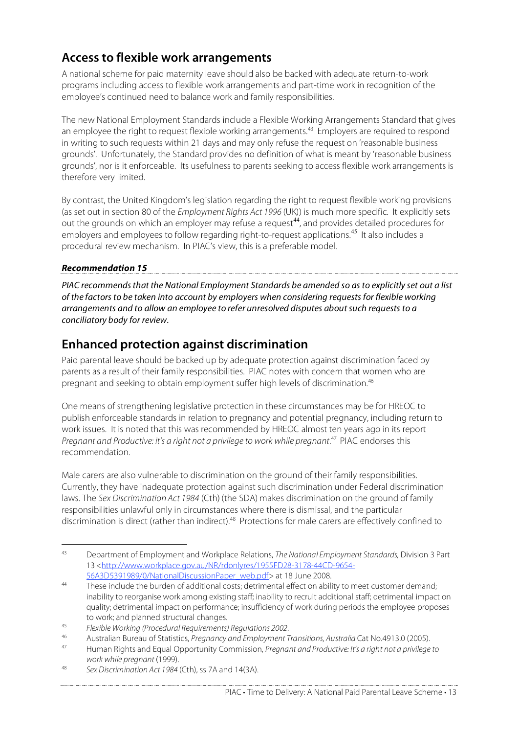## Access to flexible work arrangements

A national scheme for paid maternity leave should also be backed with adequate return-to-work programs including access to flexible work arrangements and part-time work in recognition of the employee's continued need to balance work and family responsibilities.

The new National Employment Standards include a Flexible Working Arrangements Standard that gives an employee the right to request flexible working arrangements.[43] Employers are required to respond in writing to such requests within 21 days and may only refuse the request on 'reasonable business grounds'. Unfortunately, the Standard provides no definition of what is meant by 'reasonable business grounds', nor is it enforceable. Its usefulness to parents seeking to access flexible work arrangements is therefore very limited.

By contrast, the United Kingdom's legislation regarding the right to request flexible working provisions (as set out in section 80 of the *Employment Rights Act 1996* (UK)) is much more specific. It explicitly sets out the grounds on which an employer may refuse a request[44], and provides detailed procedures for employers and employees to follow regarding right-to-request applications.[45] It also includes a procedural review mechanism. In PIAC's view, this is a preferable model.

***Recommendation 15***

*PIAC recommends that the National Employment Standards be amended so as to explicitly set out a list of the factors to be taken into account by employers when considering requests for flexible working arrangements and to allow an employee to refer unresolved disputes about such requests to a conciliatory body for review.*

## Enhanced protection against discrimination

Paid parental leave should be backed up by adequate protection against discrimination faced by parents as a result of their family responsibilities. PIAC notes with concern that women who are pregnant and seeking to obtain employment suffer high levels of discrimination.[46]

One means of strengthening legislative protection in these circumstances may be for HREOC to publish enforceable standards in relation to pregnancy and potential pregnancy, including return to work issues. It is noted that this was recommended by HREOC almost ten years ago in its report *Pregnant and Productive: it's a right not a privilege to work while pregnant*.[47] PIAC endorses this recommendation.

Male carers are also vulnerable to discrimination on the ground of their family responsibilities. Currently, they have inadequate protection against such discrimination under Federal discrimination laws. The *Sex Discrimination Act 1984* (Cth) (the SDA) makes discrimination on the ground of family responsibilities unlawful only in circumstances where there is dismissal, and the particular discrimination is direct (rather than indirect).[48] Protections for male carers are effectively confined to

---

[43] Department of Employment and Workplace Relations, *The National Employment Standards*, Division 3 Part 13 <http://www.workplace.gov.au/NR/rdonlyres/1955FD28-3178-44CD-9654-56A3D5391989/0/NationalDiscussionPaper_web.pdf> at 18 June 2008.

[44] These include the burden of additional costs; detrimental effect on ability to meet customer demand; inability to reorganise work among existing staff; inability to recruit additional staff; detrimental impact on quality; detrimental impact on performance; insufficiency of work during periods the employee proposes to work; and planned structural changes.

[45] *Flexible Working (Procedural Requirements) Regulations 2002*.

[46] Australian Bureau of Statistics, *Pregnancy and Employment Transitions, Australia* Cat No.4913.0 (2005).

[47] Human Rights and Equal Opportunity Commission, *Pregnant and Productive: It's a right not a privilege to work while pregnant* (1999).

[48] *Sex Discrimination Act 1984* (Cth), ss 7A and 14(3A).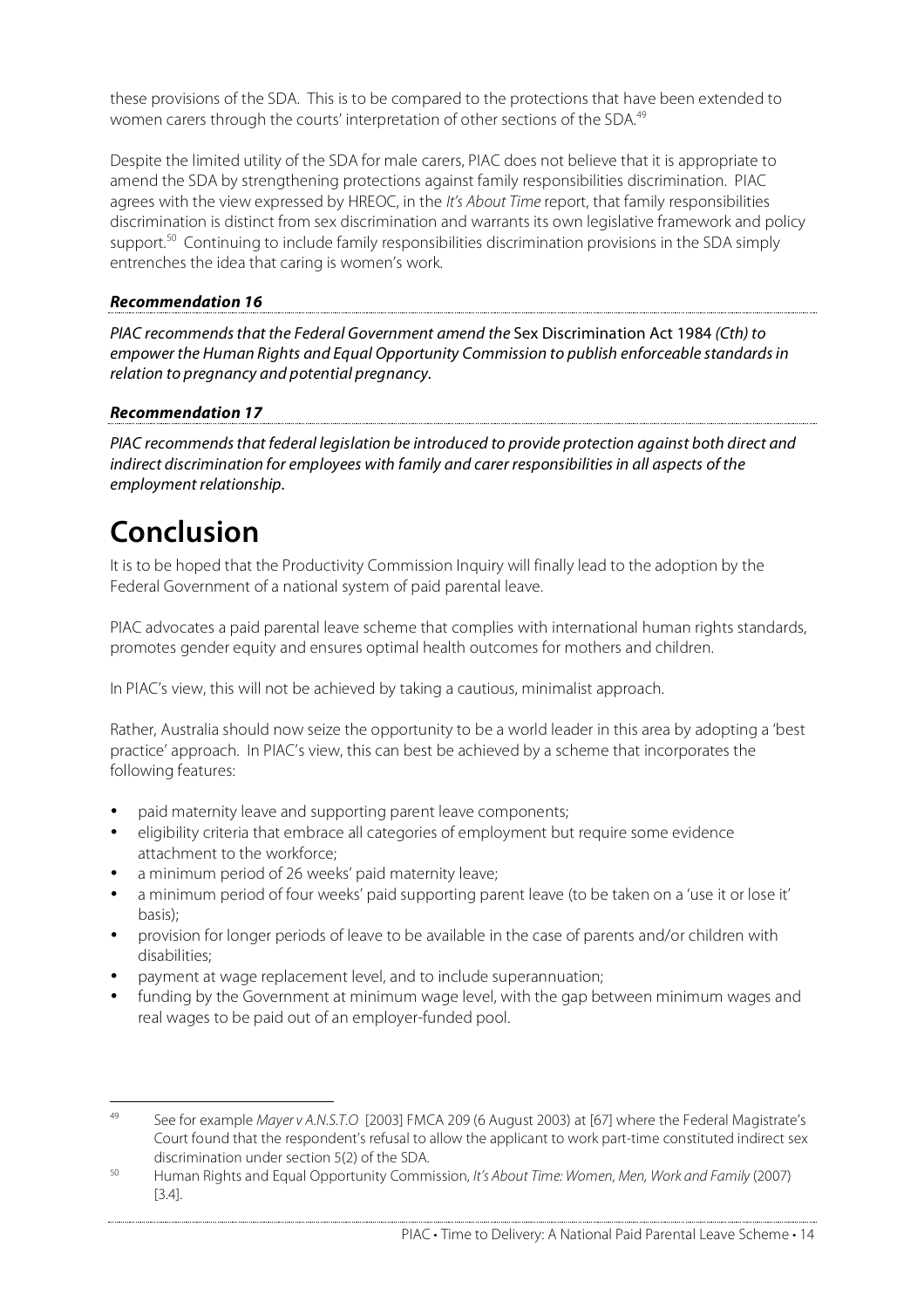these provisions of the SDA. This is to be compared to the protections that have been extended to women carers through the courts' interpretation of other sections of the SDA.[49]

Despite the limited utility of the SDA for male carers, PIAC does not believe that it is appropriate to amend the SDA by strengthening protections against family responsibilities discrimination. PIAC agrees with the view expressed by HREOC, in the *It's About Time* report, that family responsibilities discrimination is distinct from sex discrimination and warrants its own legislative framework and policy support.[50] Continuing to include family responsibilities discrimination provisions in the SDA simply entrenches the idea that caring is women's work.

***Recommendation 16***

*PIAC recommends that the Federal Government amend the* Sex Discrimination Act 1984 *(Cth) to empower the Human Rights and Equal Opportunity Commission to publish enforceable standards in relation to pregnancy and potential pregnancy.*

***Recommendation 17***

*PIAC recommends that federal legislation be introduced to provide protection against both direct and indirect discrimination for employees with family and carer responsibilities in all aspects of the employment relationship.*

# Conclusion

It is to be hoped that the Productivity Commission Inquiry will finally lead to the adoption by the Federal Government of a national system of paid parental leave.

PIAC advocates a paid parental leave scheme that complies with international human rights standards, promotes gender equity and ensures optimal health outcomes for mothers and children.

In PIAC's view, this will not be achieved by taking a cautious, minimalist approach.

Rather, Australia should now seize the opportunity to be a world leader in this area by adopting a 'best practice' approach. In PIAC's view, this can best be achieved by a scheme that incorporates the following features:

- paid maternity leave and supporting parent leave components;
- eligibility criteria that embrace all categories of employment but require some evidence attachment to the workforce;
- a minimum period of 26 weeks' paid maternity leave;
- a minimum period of four weeks' paid supporting parent leave (to be taken on a 'use it or lose it' basis);
- provision for longer periods of leave to be available in the case of parents and/or children with disabilities;
- payment at wage replacement level, and to include superannuation;
- funding by the Government at minimum wage level, with the gap between minimum wages and real wages to be paid out of an employer-funded pool.

---

[49] See for example *Mayer v A.N.S.T.O* [2003] FMCA 209 (6 August 2003) at [67] where the Federal Magistrate's Court found that the respondent's refusal to allow the applicant to work part-time constituted indirect sex discrimination under section 5(2) of the SDA.

[50] Human Rights and Equal Opportunity Commission, *It's About Time: Women, Men, Work and Family* (2007) [3.4].